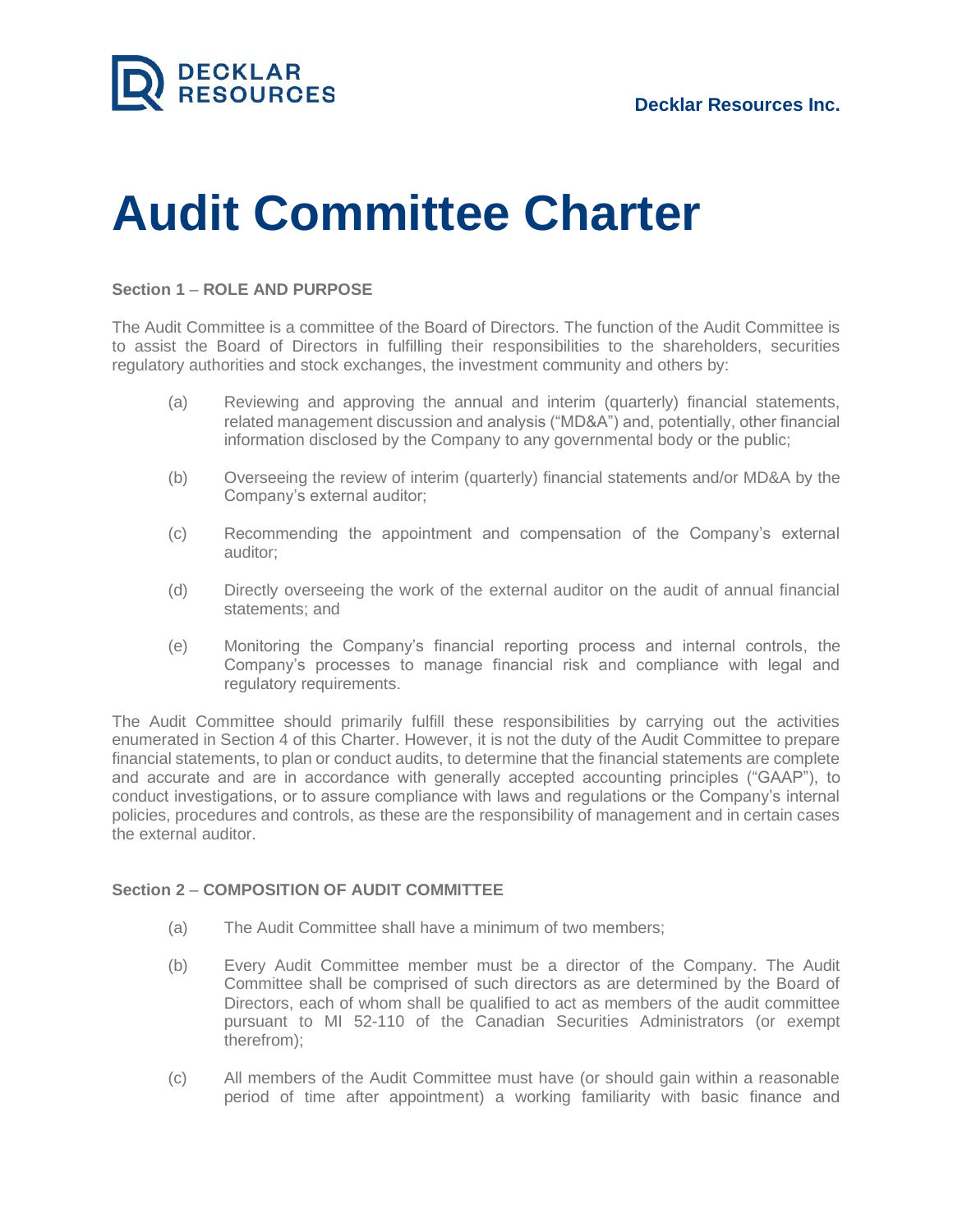Decklar Resources Inc.

# Audit Committee Charter

**Section 1 – ROLE AND PURPOSE**

The Audit Committee is a committee of the Board of Directors. The function of the Audit Committee is to assist the Board of Directors in fulfilling their responsibilities to the shareholders, securities regulatory authorities and stock exchanges, the investment community and others by:

(a) Reviewing and approving the annual and interim (quarterly) financial statements, related management discussion and analysis ("MD&A") and, potentially, other financial information disclosed by the Company to any governmental body or the public;

(b) Overseeing the review of interim (quarterly) financial statements and/or MD&A by the Company's external auditor;

(c) Recommending the appointment and compensation of the Company's external auditor;

(d) Directly overseeing the work of the external auditor on the audit of annual financial statements; and

(e) Monitoring the Company's financial reporting process and internal controls, the Company's processes to manage financial risk and compliance with legal and regulatory requirements.

The Audit Committee should primarily fulfill these responsibilities by carrying out the activities enumerated in Section 4 of this Charter. However, it is not the duty of the Audit Committee to prepare financial statements, to plan or conduct audits, to determine that the financial statements are complete and accurate and are in accordance with generally accepted accounting principles ("GAAP"), to conduct investigations, or to assure compliance with laws and regulations or the Company's internal policies, procedures and controls, as these are the responsibility of management and in certain cases the external auditor.

**Section 2 – COMPOSITION OF AUDIT COMMITTEE**

(a) The Audit Committee shall have a minimum of two members;

(b) Every Audit Committee member must be a director of the Company. The Audit Committee shall be comprised of such directors as are determined by the Board of Directors, each of whom shall be qualified to act as members of the audit committee pursuant to MI 52-110 of the Canadian Securities Administrators (or exempt therefrom);

(c) All members of the Audit Committee must have (or should gain within a reasonable period of time after appointment) a working familiarity with basic finance and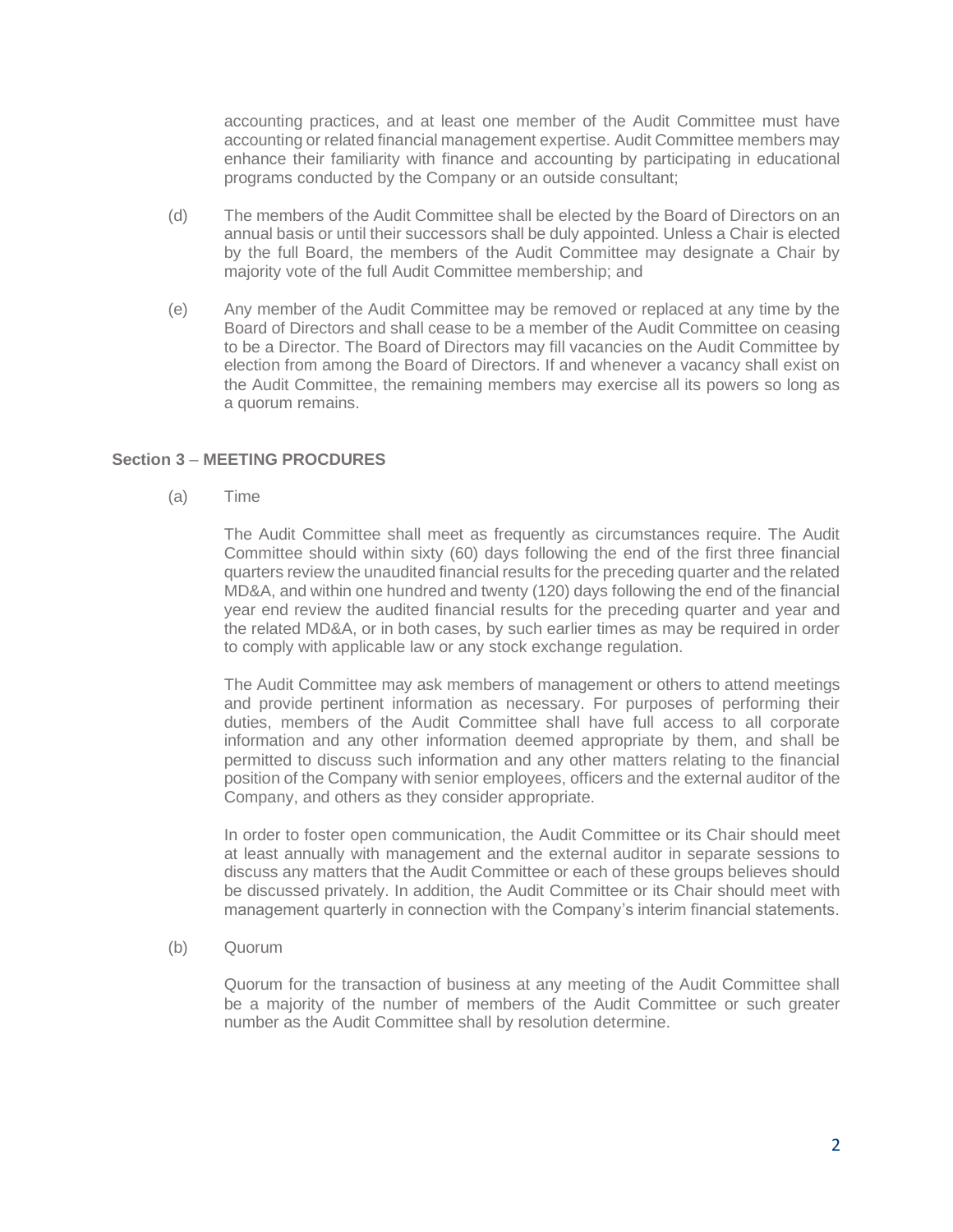accounting practices, and at least one member of the Audit Committee must have accounting or related financial management expertise. Audit Committee members may enhance their familiarity with finance and accounting by participating in educational programs conducted by the Company or an outside consultant;

(d) The members of the Audit Committee shall be elected by the Board of Directors on an annual basis or until their successors shall be duly appointed. Unless a Chair is elected by the full Board, the members of the Audit Committee may designate a Chair by majority vote of the full Audit Committee membership; and

(e) Any member of the Audit Committee may be removed or replaced at any time by the Board of Directors and shall cease to be a member of the Audit Committee on ceasing to be a Director. The Board of Directors may fill vacancies on the Audit Committee by election from among the Board of Directors. If and whenever a vacancy shall exist on the Audit Committee, the remaining members may exercise all its powers so long as a quorum remains.

**Section 3 – MEETING PROCDURES**

(a) Time

The Audit Committee shall meet as frequently as circumstances require. The Audit Committee should within sixty (60) days following the end of the first three financial quarters review the unaudited financial results for the preceding quarter and the related MD&A, and within one hundred and twenty (120) days following the end of the financial year end review the audited financial results for the preceding quarter and year and the related MD&A, or in both cases, by such earlier times as may be required in order to comply with applicable law or any stock exchange regulation.

The Audit Committee may ask members of management or others to attend meetings and provide pertinent information as necessary. For purposes of performing their duties, members of the Audit Committee shall have full access to all corporate information and any other information deemed appropriate by them, and shall be permitted to discuss such information and any other matters relating to the financial position of the Company with senior employees, officers and the external auditor of the Company, and others as they consider appropriate.

In order to foster open communication, the Audit Committee or its Chair should meet at least annually with management and the external auditor in separate sessions to discuss any matters that the Audit Committee or each of these groups believes should be discussed privately. In addition, the Audit Committee or its Chair should meet with management quarterly in connection with the Company's interim financial statements.

(b) Quorum

Quorum for the transaction of business at any meeting of the Audit Committee shall be a majority of the number of members of the Audit Committee or such greater number as the Audit Committee shall by resolution determine.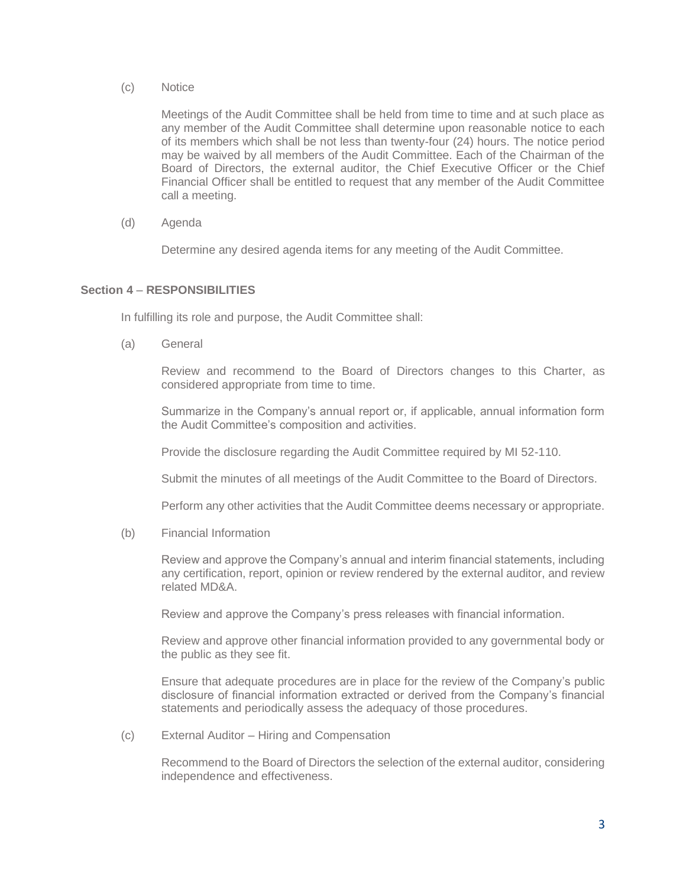(c) Notice

Meetings of the Audit Committee shall be held from time to time and at such place as any member of the Audit Committee shall determine upon reasonable notice to each of its members which shall be not less than twenty-four (24) hours. The notice period may be waived by all members of the Audit Committee. Each of the Chairman of the Board of Directors, the external auditor, the Chief Executive Officer or the Chief Financial Officer shall be entitled to request that any member of the Audit Committee call a meeting.

(d) Agenda

Determine any desired agenda items for any meeting of the Audit Committee.

## Section 4 – RESPONSIBILITIES

In fulfilling its role and purpose, the Audit Committee shall:

(a) General

Review and recommend to the Board of Directors changes to this Charter, as considered appropriate from time to time.

Summarize in the Company's annual report or, if applicable, annual information form the Audit Committee's composition and activities.

Provide the disclosure regarding the Audit Committee required by MI 52-110.

Submit the minutes of all meetings of the Audit Committee to the Board of Directors.

Perform any other activities that the Audit Committee deems necessary or appropriate.

(b) Financial Information

Review and approve the Company's annual and interim financial statements, including any certification, report, opinion or review rendered by the external auditor, and review related MD&A.

Review and approve the Company's press releases with financial information.

Review and approve other financial information provided to any governmental body or the public as they see fit.

Ensure that adequate procedures are in place for the review of the Company's public disclosure of financial information extracted or derived from the Company's financial statements and periodically assess the adequacy of those procedures.

(c) External Auditor – Hiring and Compensation

Recommend to the Board of Directors the selection of the external auditor, considering independence and effectiveness.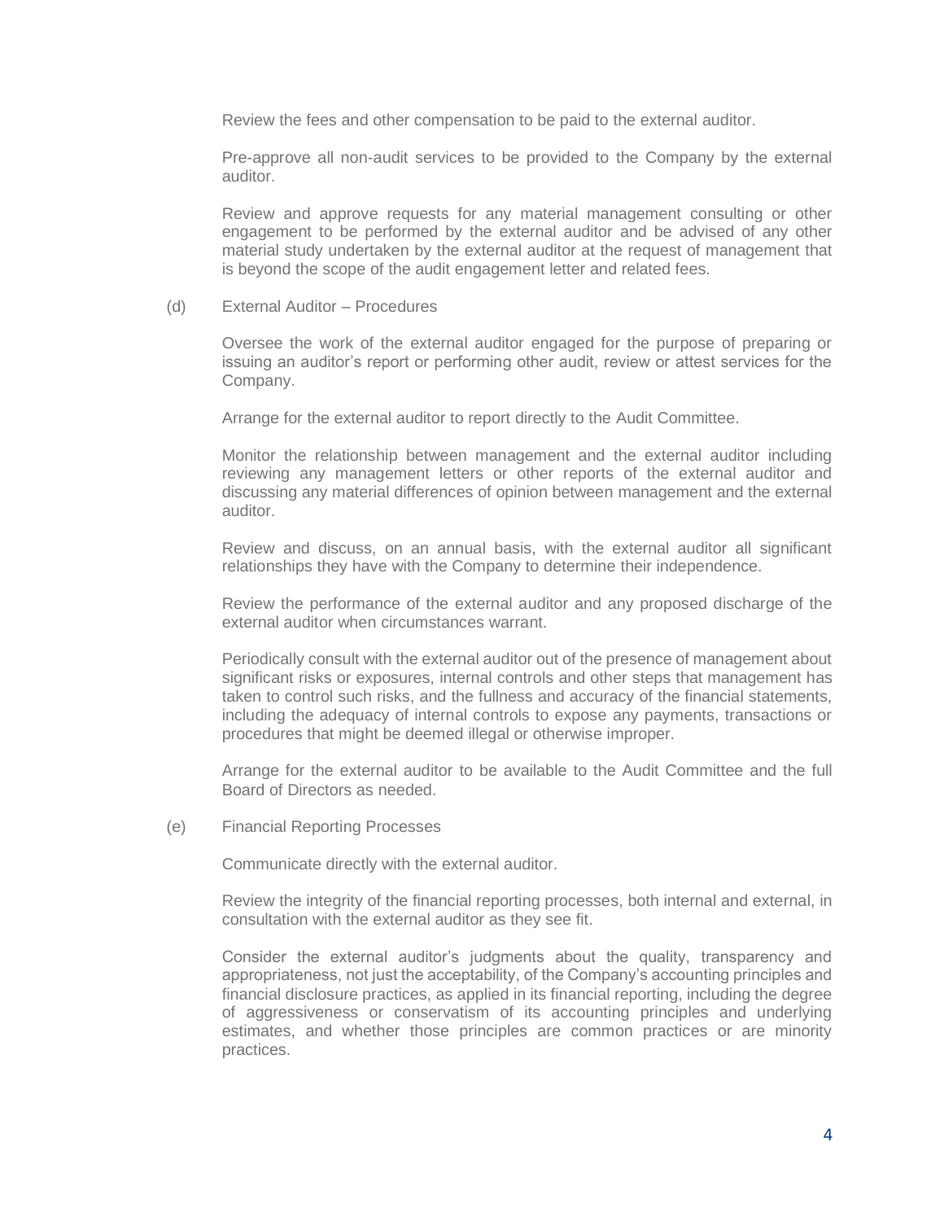Review the fees and other compensation to be paid to the external auditor.

Pre-approve all non-audit services to be provided to the Company by the external auditor.

Review and approve requests for any material management consulting or other engagement to be performed by the external auditor and be advised of any other material study undertaken by the external auditor at the request of management that is beyond the scope of the audit engagement letter and related fees.

(d) External Auditor – Procedures

Oversee the work of the external auditor engaged for the purpose of preparing or issuing an auditor's report or performing other audit, review or attest services for the Company.

Arrange for the external auditor to report directly to the Audit Committee.

Monitor the relationship between management and the external auditor including reviewing any management letters or other reports of the external auditor and discussing any material differences of opinion between management and the external auditor.

Review and discuss, on an annual basis, with the external auditor all significant relationships they have with the Company to determine their independence.

Review the performance of the external auditor and any proposed discharge of the external auditor when circumstances warrant.

Periodically consult with the external auditor out of the presence of management about significant risks or exposures, internal controls and other steps that management has taken to control such risks, and the fullness and accuracy of the financial statements, including the adequacy of internal controls to expose any payments, transactions or procedures that might be deemed illegal or otherwise improper.

Arrange for the external auditor to be available to the Audit Committee and the full Board of Directors as needed.

(e) Financial Reporting Processes

Communicate directly with the external auditor.

Review the integrity of the financial reporting processes, both internal and external, in consultation with the external auditor as they see fit.

Consider the external auditor's judgments about the quality, transparency and appropriateness, not just the acceptability, of the Company's accounting principles and financial disclosure practices, as applied in its financial reporting, including the degree of aggressiveness or conservatism of its accounting principles and underlying estimates, and whether those principles are common practices or are minority practices.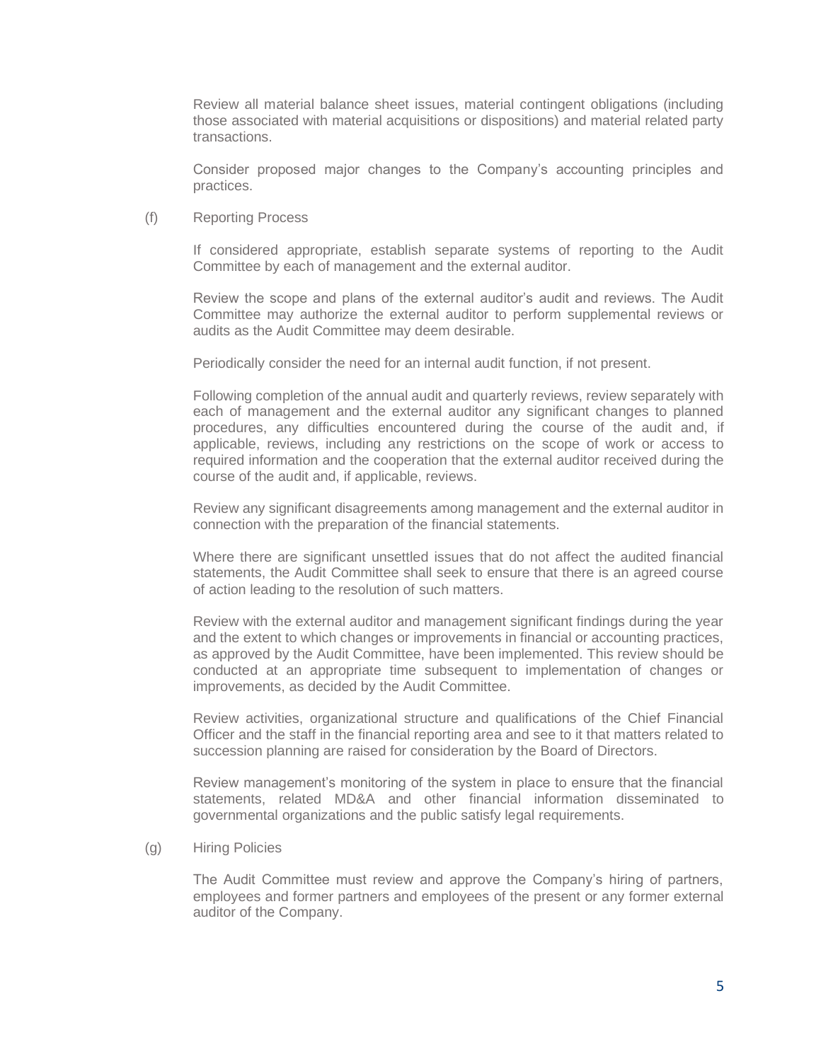Review all material balance sheet issues, material contingent obligations (including those associated with material acquisitions or dispositions) and material related party transactions.

Consider proposed major changes to the Company's accounting principles and practices.

(f) Reporting Process

If considered appropriate, establish separate systems of reporting to the Audit Committee by each of management and the external auditor.

Review the scope and plans of the external auditor's audit and reviews. The Audit Committee may authorize the external auditor to perform supplemental reviews or audits as the Audit Committee may deem desirable.

Periodically consider the need for an internal audit function, if not present.

Following completion of the annual audit and quarterly reviews, review separately with each of management and the external auditor any significant changes to planned procedures, any difficulties encountered during the course of the audit and, if applicable, reviews, including any restrictions on the scope of work or access to required information and the cooperation that the external auditor received during the course of the audit and, if applicable, reviews.

Review any significant disagreements among management and the external auditor in connection with the preparation of the financial statements.

Where there are significant unsettled issues that do not affect the audited financial statements, the Audit Committee shall seek to ensure that there is an agreed course of action leading to the resolution of such matters.

Review with the external auditor and management significant findings during the year and the extent to which changes or improvements in financial or accounting practices, as approved by the Audit Committee, have been implemented. This review should be conducted at an appropriate time subsequent to implementation of changes or improvements, as decided by the Audit Committee.

Review activities, organizational structure and qualifications of the Chief Financial Officer and the staff in the financial reporting area and see to it that matters related to succession planning are raised for consideration by the Board of Directors.

Review management's monitoring of the system in place to ensure that the financial statements, related MD&A and other financial information disseminated to governmental organizations and the public satisfy legal requirements.

(g) Hiring Policies

The Audit Committee must review and approve the Company's hiring of partners, employees and former partners and employees of the present or any former external auditor of the Company.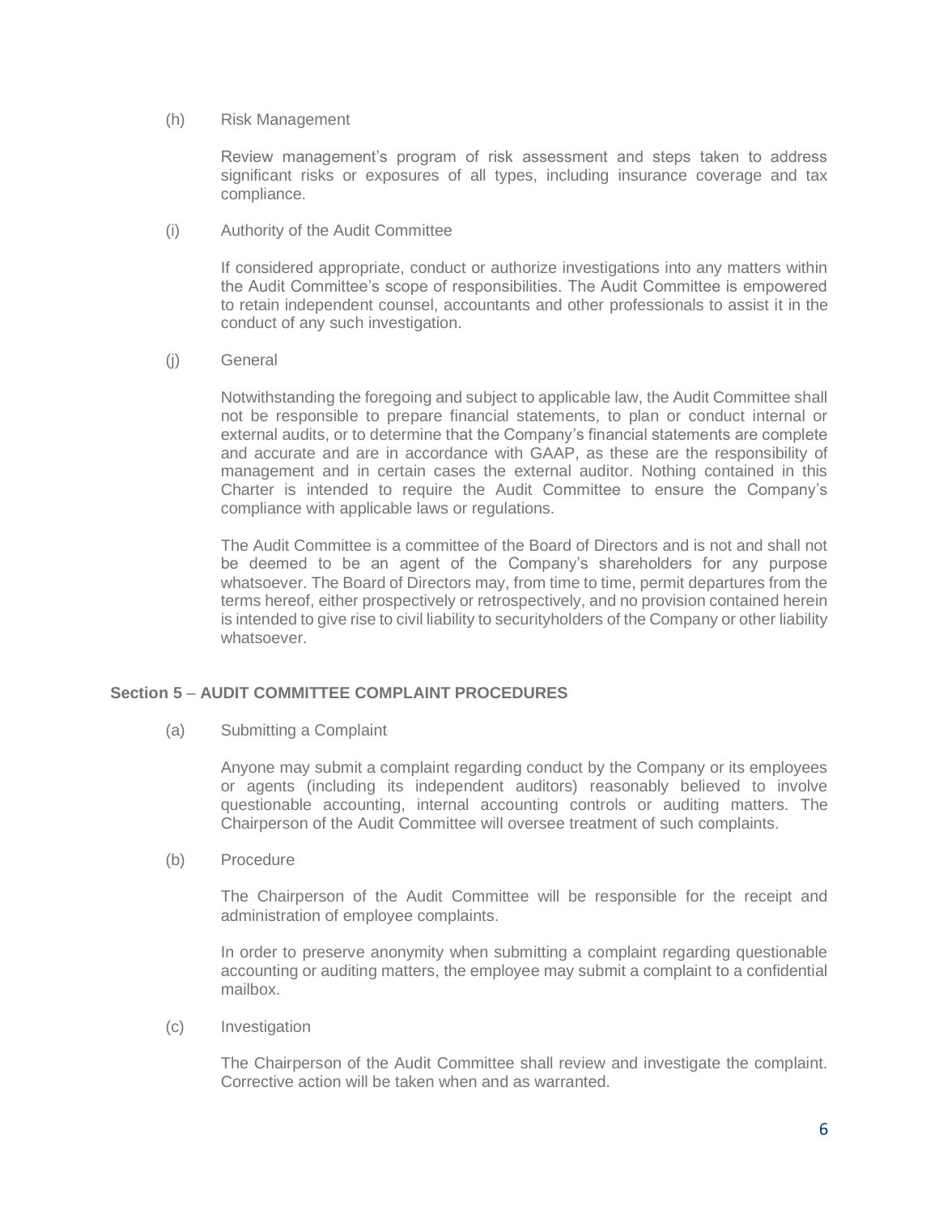(h) Risk Management

Review management's program of risk assessment and steps taken to address significant risks or exposures of all types, including insurance coverage and tax compliance.

(i) Authority of the Audit Committee

If considered appropriate, conduct or authorize investigations into any matters within the Audit Committee's scope of responsibilities. The Audit Committee is empowered to retain independent counsel, accountants and other professionals to assist it in the conduct of any such investigation.

(j) General

Notwithstanding the foregoing and subject to applicable law, the Audit Committee shall not be responsible to prepare financial statements, to plan or conduct internal or external audits, or to determine that the Company's financial statements are complete and accurate and are in accordance with GAAP, as these are the responsibility of management and in certain cases the external auditor. Nothing contained in this Charter is intended to require the Audit Committee to ensure the Company's compliance with applicable laws or regulations.

The Audit Committee is a committee of the Board of Directors and is not and shall not be deemed to be an agent of the Company's shareholders for any purpose whatsoever. The Board of Directors may, from time to time, permit departures from the terms hereof, either prospectively or retrospectively, and no provision contained herein is intended to give rise to civil liability to securityholders of the Company or other liability whatsoever.

## Section 5 – AUDIT COMMITTEE COMPLAINT PROCEDURES

(a) Submitting a Complaint

Anyone may submit a complaint regarding conduct by the Company or its employees or agents (including its independent auditors) reasonably believed to involve questionable accounting, internal accounting controls or auditing matters. The Chairperson of the Audit Committee will oversee treatment of such complaints.

(b) Procedure

The Chairperson of the Audit Committee will be responsible for the receipt and administration of employee complaints.

In order to preserve anonymity when submitting a complaint regarding questionable accounting or auditing matters, the employee may submit a complaint to a confidential mailbox.

(c) Investigation

The Chairperson of the Audit Committee shall review and investigate the complaint. Corrective action will be taken when and as warranted.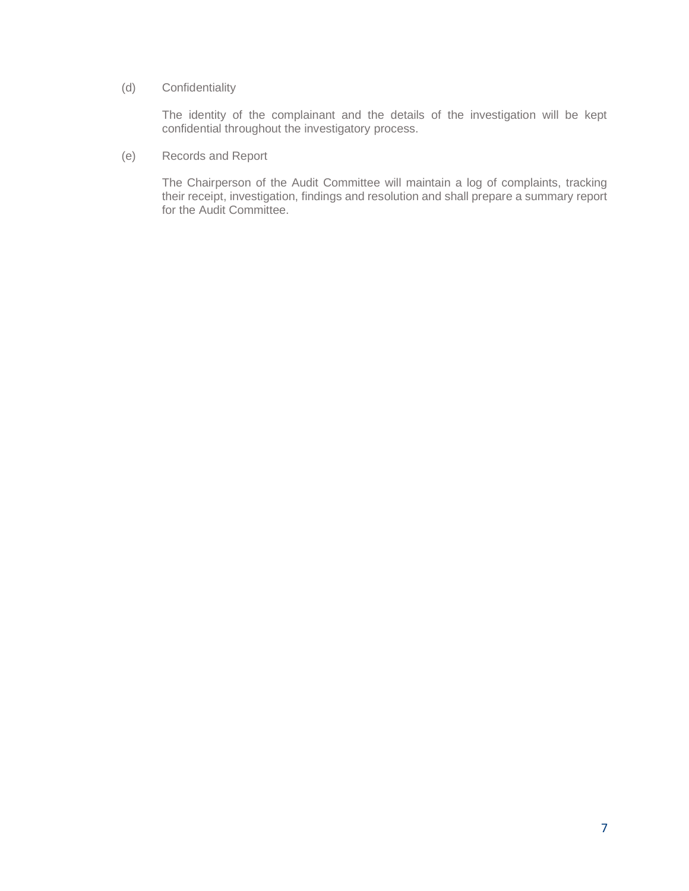(d) Confidentiality

The identity of the complainant and the details of the investigation will be kept confidential throughout the investigatory process.

(e) Records and Report

The Chairperson of the Audit Committee will maintain a log of complaints, tracking their receipt, investigation, findings and resolution and shall prepare a summary report for the Audit Committee.